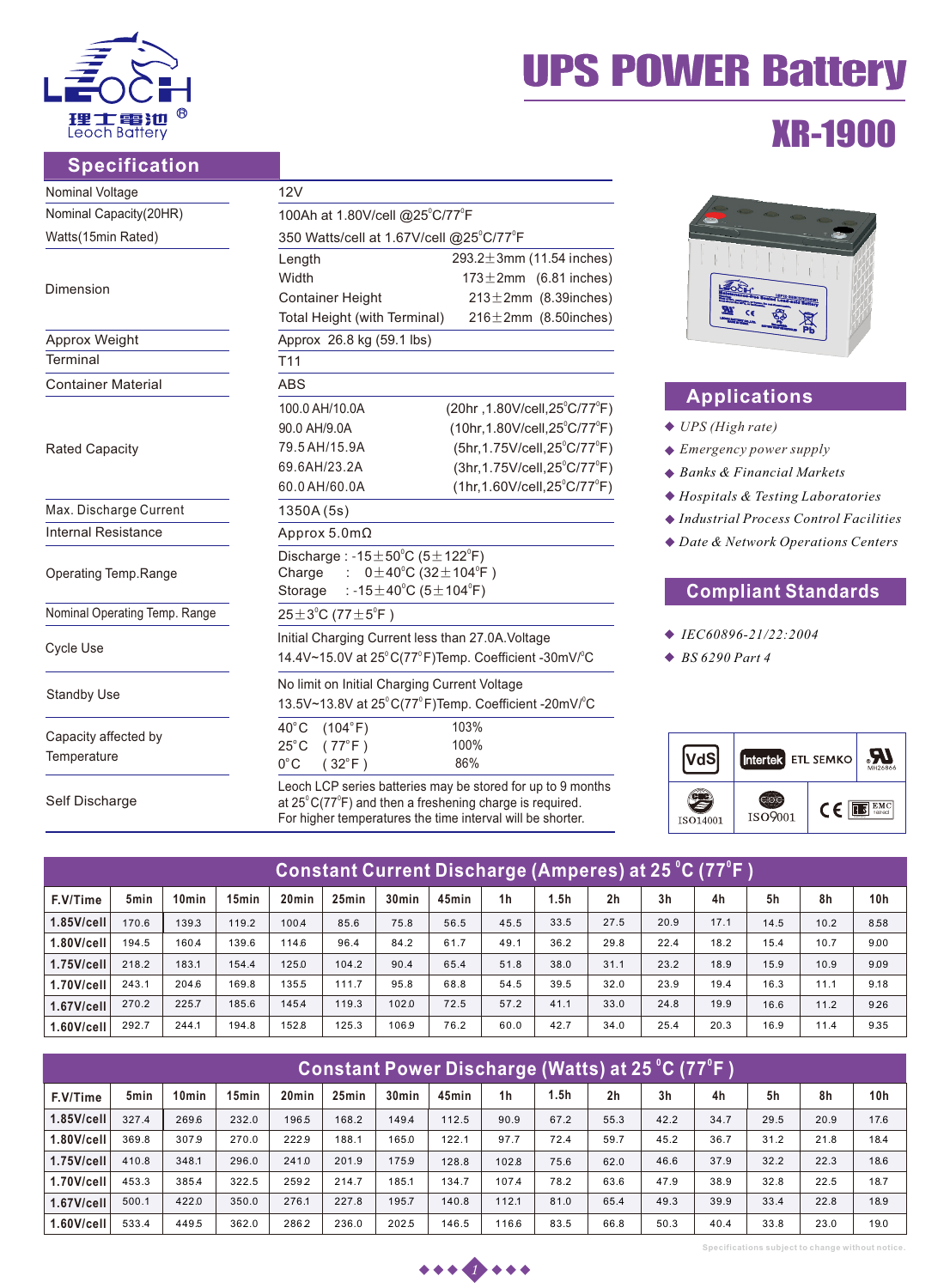# UPS POWER Battery

## XR-1900

## Specification

| | |
|---|---|
| Nominal Voltage | 12V |
| Nominal Capacity(20HR) | 100Ah at 1.80V/cell @25°C/77°F |
| Watts(15min Rated) | 350 Watts/cell at 1.67V/cell @25°C/77°F |
| Dimension | Length 293.2±3mm (11.54 inches)<br>Width 173±2mm (6.81 inches)<br>Container Height 213±2mm (8.39inches)<br>Total Height (with Terminal) 216±2mm (8.50inches) |
| Approx Weight | Approx 26.8 kg (59.1 lbs) |
| Terminal | T11 |
| Container Material | ABS |
| Rated Capacity | 100.0 AH/10.0A (20hr ,1.80V/cell,25°C/77°F)<br>90.0 AH/9.0A (10hr,1.80V/cell,25°C/77°F)<br>79.5 AH/15.9A (5hr,1.75V/cell,25°C/77°F)<br>69.6AH/23.2A (3hr,1.75V/cell,25°C/77°F)<br>60.0 AH/60.0A (1hr,1.60V/cell,25°C/77°F) |
| Max. Discharge Current | 1350A (5s) |
| Internal Resistance | Approx 5.0mΩ |
| Operating Temp.Range | Discharge : -15±50°C (5±122°F)<br>Charge : 0±40°C (32±104°F )<br>Storage : -15±40°C (5±104°F) |
| Nominal Operating Temp. Range | 25±3°C (77±5°F ) |
| Cycle Use | Initial Charging Current less than 27.0A.Voltage 14.4V~15.0V at 25°C(77°F)Temp. Coefficient -30mV/°C |
| Standby Use | No limit on Initial Charging Current Voltage 13.5V~13.8V at 25°C(77°F)Temp. Coefficient -20mV/°C |
| Capacity affected by Temperature | 40°C (104°F) 103%<br>25°C ( 77°F ) 100%<br>0°C ( 32°F ) 86% |
| Self Discharge | Leoch LCP series batteries may be stored for up to 9 months at 25°C(77°F) and then a freshening charge is required. For higher temperatures the time interval will be shorter. |

## Applications

- *UPS (High rate)*
- *Emergency power supply*
- *Banks & Financial Markets*
- *Hospitals & Testing Laboratories*
- *Industrial Process Control Facilities*
- *Date & Network Operations Centers*

## Compliant Standards

- *IEC60896-21/22:2004*
- *BS 6290 Part 4*

## Constant Current Discharge (Amperes) at 25°C (77°F )

| F.V/Time | 5min | 10min | 15min | 20min | 25min | 30min | 45min | 1h | 1.5h | 2h | 3h | 4h | 5h | 8h | 10h |
|---|---|---|---|---|---|---|---|---|---|---|---|---|---|---|---|
| 1.85V/cell | 170.6 | 139.3 | 119.2 | 100.4 | 85.6 | 75.8 | 56.5 | 45.5 | 33.5 | 27.5 | 20.9 | 17.1 | 14.5 | 10.2 | 8.58 |
| 1.80V/cell | 194.5 | 160.4 | 139.6 | 114.6 | 96.4 | 84.2 | 61.7 | 49.1 | 36.2 | 29.8 | 22.4 | 18.2 | 15.4 | 10.7 | 9.00 |
| 1.75V/cell | 218.2 | 183.1 | 154.4 | 125.0 | 104.2 | 90.4 | 65.4 | 51.8 | 38.0 | 31.1 | 23.2 | 18.9 | 15.9 | 10.9 | 9.09 |
| 1.70V/cell | 243.1 | 204.6 | 169.8 | 135.5 | 111.7 | 95.8 | 68.8 | 54.5 | 39.5 | 32.0 | 23.9 | 19.4 | 16.3 | 11.1 | 9.18 |
| 1.67V/cell | 270.2 | 225.7 | 185.6 | 145.4 | 119.3 | 102.0 | 72.5 | 57.2 | 41.1 | 33.0 | 24.8 | 19.9 | 16.6 | 11.2 | 9.26 |
| 1.60V/cell | 292.7 | 244.1 | 194.8 | 152.8 | 125.3 | 106.9 | 76.2 | 60.0 | 42.7 | 34.0 | 25.4 | 20.3 | 16.9 | 11.4 | 9.35 |

## Constant Power Discharge (Watts) at 25°C (77°F )

| F.V/Time | 5min | 10min | 15min | 20min | 25min | 30min | 45min | 1h | 1.5h | 2h | 3h | 4h | 5h | 8h | 10h |
|---|---|---|---|---|---|---|---|---|---|---|---|---|---|---|---|
| 1.85V/cell | 327.4 | 269.6 | 232.0 | 196.5 | 168.2 | 149.4 | 112.5 | 90.9 | 67.2 | 55.3 | 42.2 | 34.7 | 29.5 | 20.9 | 17.6 |
| 1.80V/cell | 369.8 | 307.9 | 270.0 | 222.9 | 188.1 | 165.0 | 122.1 | 97.7 | 72.4 | 59.7 | 45.2 | 36.7 | 31.2 | 21.8 | 18.4 |
| 1.75V/cell | 410.8 | 348.1 | 296.0 | 241.0 | 201.9 | 175.9 | 128.8 | 102.8 | 75.6 | 62.0 | 46.6 | 37.9 | 32.2 | 22.3 | 18.6 |
| 1.70V/cell | 453.3 | 385.4 | 322.5 | 259.2 | 214.7 | 185.1 | 134.7 | 107.4 | 78.2 | 63.6 | 47.9 | 38.9 | 32.8 | 22.5 | 18.7 |
| 1.67V/cell | 500.1 | 422.0 | 350.0 | 276.1 | 227.8 | 195.7 | 140.8 | 112.1 | 81.0 | 65.4 | 49.3 | 39.9 | 33.4 | 22.8 | 18.9 |
| 1.60V/cell | 533.4 | 449.5 | 362.0 | 286.2 | 236.0 | 202.5 | 146.5 | 116.6 | 83.5 | 66.8 | 50.3 | 40.4 | 33.8 | 23.0 | 19.0 |

Specifications subject to change without notice.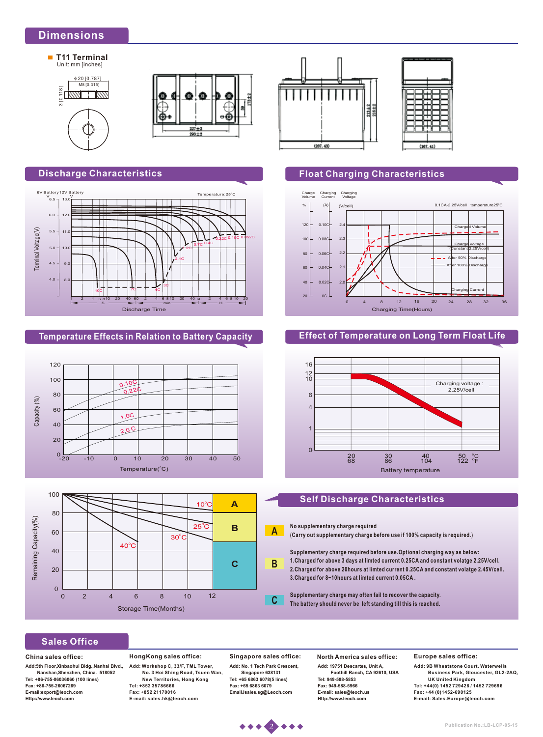## Dimensions

**T11 Terminal**
Unit: mm [inches]

Φ20 [0.787]
M8 [0.315]
3 [0.118]

227±2
293±2
59
173±2
213±2
216±2
(287.43)
(167.41)

## Discharge Characteristics

6V Battery 12V Battery
V V
Temperature:25°C

6.5 13.0
6.0 12.0
5.5 11.0
5.0 10.0
4.5 9.0
4.0 8.0

Terminal Voltage(V)

0.22C 0.10C 0.052C
0.7C 0.4C
1.2C
2.1C
3C
10C 7C 4C

1 2 4 6 8 10 20 40 60 2 4 6 8 10 20 40 60 2 4 6 8 10 20
S min H

Discharge Time

## Float Charging Characteristics

Charge Volume % | Charging Current (A) | Charging Voltage (V/cell)

0.1CA-2.25V/cell temperature25°C

120 0.10C 2.4
100 0.08C 2.3
80 0.06C 2.2
60 0.04C 2.1
40 0.02C 2.0
20 0C

Charged Volume
Charge Voltage (Constant 2.25V/cell)
After 50% Discharge
After 100% Discharge
Charging Current

0 4 8 12 16 20 24 28 32 36
Charging Time(Hours)

## Temperature Effects in Relation to Battery Capacity

120
100
80
60
40
20
0

Capacity (%)

0.10C
0.22C
1.0C
2.0C

-20 -10 0 10 20 30 40 50
Temperature(°C)

## Effect of Temperature on Long Term Float Life

16
12
10
6
4
1
0

Charging voltage : 2.25V/cell

20 30 40 50 °C
68 86 104 122 °F
Battery temperature

Remaining Capacity(%)

100
80
60
40
20
0

10°C
25°C
30°C
40°C

A
B
C

0 2 4 6 8 10 12
Storage Time(Months)

## Self Discharge Characteristics

**A** No supplementary charge required
(Carry out supplementary charge before use if 100% capacity is required.)

**B** Supplementary charge required before use.Optional charging way as below:
1.Charged for above 3 days at limted current 0.25CA and constant volatge 2.25V/cell.
2.Charged for above 20hours at limted current 0.25CA and constant volatge 2.45V/cell.
3.Charged for 8~10hours at limted current 0.05CA .

**C** Supplementary charge may often fail to recover the capacity.
The battery should never be left standing till this is reached.

## Sales Office

**China sales office:**
Add:5th Floor,Xinbaohui Bldg.,Nanhai Blvd., Nanshan,Shenzhen, China. 518052
Tel: +86-755-86036060 (100 lines)
Fax: +86-755-26067269
E-mail:export@leoch.com
Http://www.leoch.com

**HongKong sales office:**
Add: Workshop C, 33/F, TML Tower, No. 3 Hoi Shing Road, Tsuen Wan, New Territories, Hong Kong
Tel: +852 35786666
Fax: +852 21170016
E-mail: sales.hk@leoch.com

**Singapore sales office:**
Add: No. 1 Tech Park Crescent, Singapore 638131
Tel: +65 6863 6078(5 lines)
Fax: +65 6863 6079
EmailJsales.sg@Leoch.com

**North America sales office:**
Add: 19751 Descartes, Unit A, Foothill Ranch, CA 92610, USA
Tel: 949-588-5853
Fax: 949-588-5966
E-mail: sales@leoch.us
Http://www.leoch.com

**Europe sales office:**
Add: 9B Wheatstone Court. Waterwells Business Park, Gloucester, GL2-2AQ, UK United Kingdom
Tel: +44(0) 1452 729428 / 1452 729696
Fax: +44 (0)1452-690125
E-mail: Sales.Europe@leoch.com

Publication No.:LB-LCP-05-15